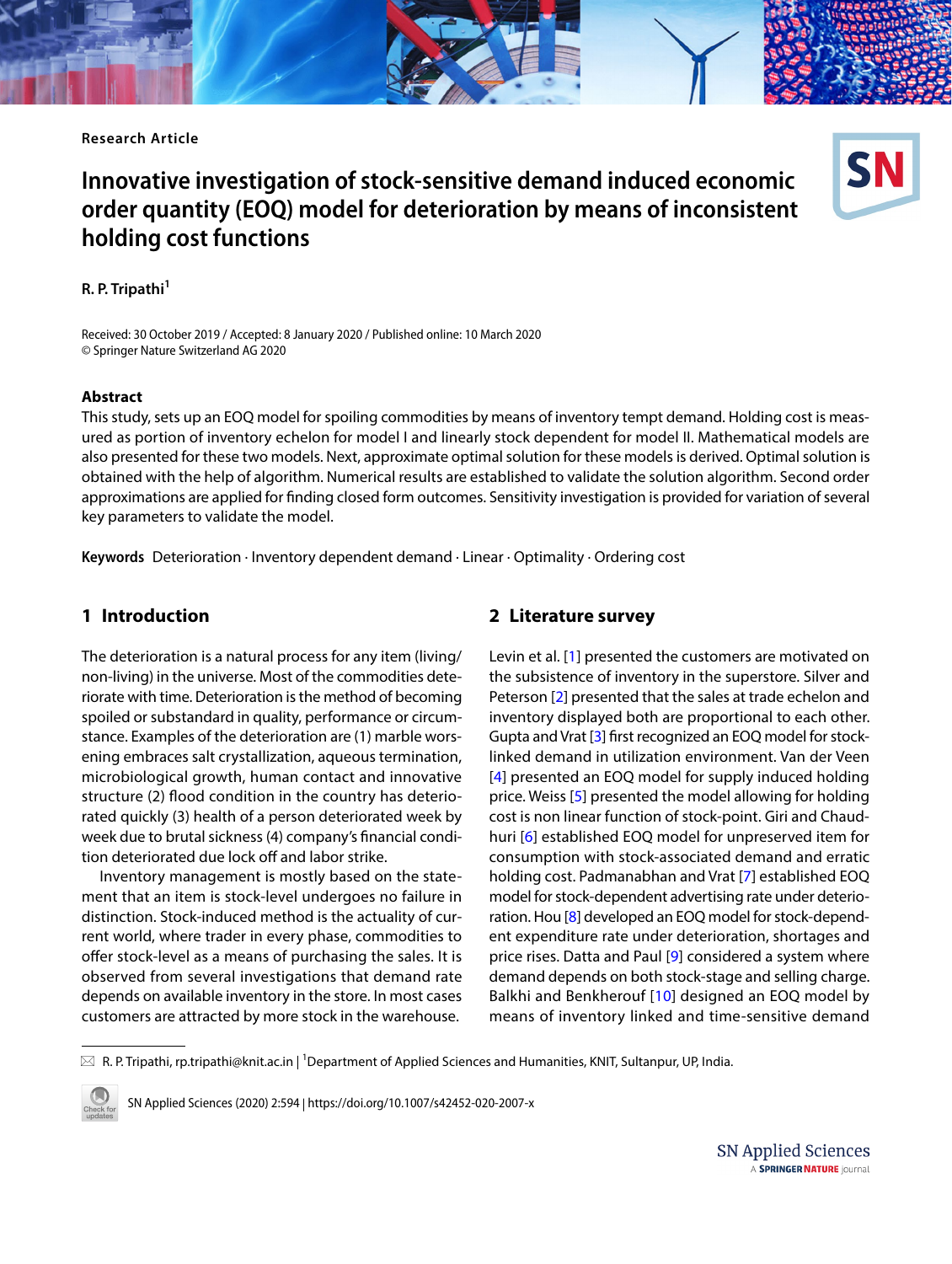Research Article

# Innovative investigation of stock-sensitive demand induced economic order quantity (EOQ) model for deterioration by means of inconsistent holding cost functions

**R. P. Tripathi**[1]

Received: 30 October 2019 / Accepted: 8 January 2020 / Published online: 10 March 2020
© Springer Nature Switzerland AG 2020

## Abstract

This study, sets up an EOQ model for spoiling commodities by means of inventory tempt demand. Holding cost is measured as portion of inventory echelon for model I and linearly stock dependent for model II. Mathematical models are also presented for these two models. Next, approximate optimal solution for these models is derived. Optimal solution is obtained with the help of algorithm. Numerical results are established to validate the solution algorithm. Second order approximations are applied for finding closed form outcomes. Sensitivity investigation is provided for variation of several key parameters to validate the model.

**Keywords** Deterioration · Inventory dependent demand · Linear · Optimality · Ordering cost

## 1 Introduction

The deterioration is a natural process for any item (living/non-living) in the universe. Most of the commodities deteriorate with time. Deterioration is the method of becoming spoiled or substandard in quality, performance or circumstance. Examples of the deterioration are (1) marble worsening embraces salt crystallization, aqueous termination, microbiological growth, human contact and innovative structure (2) flood condition in the country has deteriorated quickly (3) health of a person deteriorated week by week due to brutal sickness (4) company's financial condition deteriorated due lock off and labor strike.

Inventory management is mostly based on the statement that an item is stock-level undergoes no failure in distinction. Stock-induced method is the actuality of current world, where trader in every phase, commodities to offer stock-level as a means of purchasing the sales. It is observed from several investigations that demand rate depends on available inventory in the store. In most cases customers are attracted by more stock in the warehouse.

## 2 Literature survey

Levin et al. [1] presented the customers are motivated on the subsistence of inventory in the superstore. Silver and Peterson [2] presented that the sales at trade echelon and inventory displayed both are proportional to each other. Gupta and Vrat [3] first recognized an EOQ model for stock-linked demand in utilization environment. Van der Veen [4] presented an EOQ model for supply induced holding price. Weiss [5] presented the model allowing for holding cost is non linear function of stock-point. Giri and Chaudhuri [6] established EOQ model for unpreserved item for consumption with stock-associated demand and erratic holding cost. Padmanabhan and Vrat [7] established EOQ model for stock-dependent advertising rate under deterioration. Hou [8] developed an EOQ model for stock-dependent expenditure rate under deterioration, shortages and price rises. Datta and Paul [9] considered a system where demand depends on both stock-stage and selling charge. Balkhi and Benkherouf [10] designed an EOQ model by means of inventory linked and time-sensitive demand

R. P. Tripathi, rp.tripathi@knit.ac.in | [1]Department of Applied Sciences and Humanities, KNIT, Sultanpur, UP, India.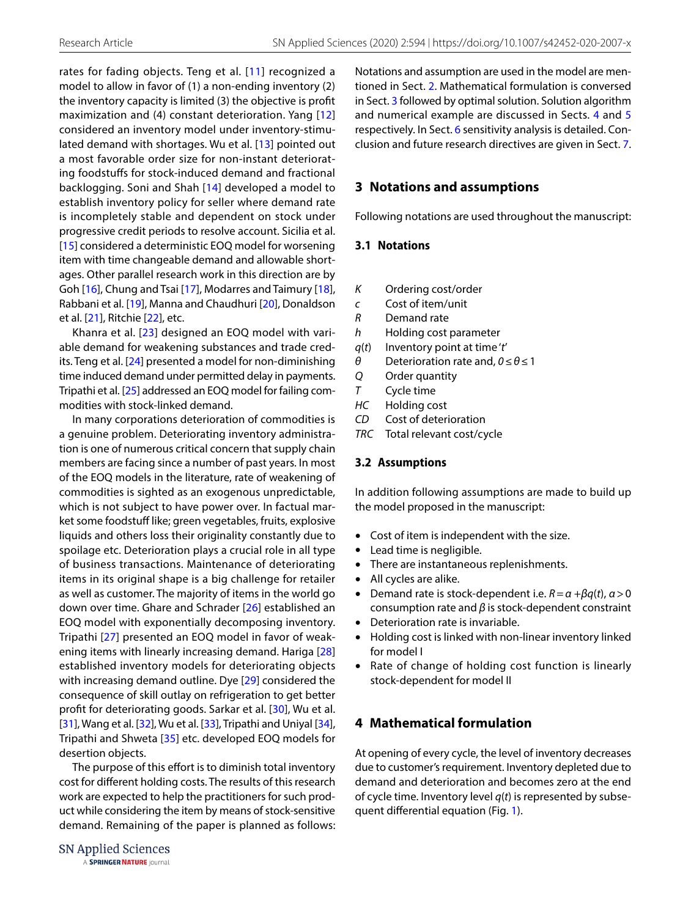rates for fading objects. Teng et al. [11] recognized a model to allow in favor of (1) a non-ending inventory (2) the inventory capacity is limited (3) the objective is profit maximization and (4) constant deterioration. Yang [12] considered an inventory model under inventory-stimulated demand with shortages. Wu et al. [13] pointed out a most favorable order size for non-instant deteriorating foodstuffs for stock-induced demand and fractional backlogging. Soni and Shah [14] developed a model to establish inventory policy for seller where demand rate is incompletely stable and dependent on stock under progressive credit periods to resolve account. Sicilia et al. [15] considered a deterministic EOQ model for worsening item with time changeable demand and allowable shortages. Other parallel research work in this direction are by Goh [16], Chung and Tsai [17], Modarres and Taimury [18], Rabbani et al. [19], Manna and Chaudhuri [20], Donaldson et al. [21], Ritchie [22], etc.

Khanra et al. [23] designed an EOQ model with variable demand for weakening substances and trade credits. Teng et al. [24] presented a model for non-diminishing time induced demand under permitted delay in payments. Tripathi et al. [25] addressed an EOQ model for failing commodities with stock-linked demand.

In many corporations deterioration of commodities is a genuine problem. Deteriorating inventory administration is one of numerous critical concern that supply chain members are facing since a number of past years. In most of the EOQ models in the literature, rate of weakening of commodities is sighted as an exogenous unpredictable, which is not subject to have power over. In factual market some foodstuff like; green vegetables, fruits, explosive liquids and others loss their originality constantly due to spoilage etc. Deterioration plays a crucial role in all type of business transactions. Maintenance of deteriorating items in its original shape is a big challenge for retailer as well as customer. The majority of items in the world go down over time. Ghare and Schrader [26] established an EOQ model with exponentially decomposing inventory. Tripathi [27] presented an EOQ model in favor of weakening items with linearly increasing demand. Hariga [28] established inventory models for deteriorating objects with increasing demand outline. Dye [29] considered the consequence of skill outlay on refrigeration to get better profit for deteriorating goods. Sarkar et al. [30], Wu et al. [31], Wang et al. [32], Wu et al. [33], Tripathi and Uniyal [34], Tripathi and Shweta [35] etc. developed EOQ models for desertion objects.

The purpose of this effort is to diminish total inventory cost for different holding costs. The results of this research work are expected to help the practitioners for such product while considering the item by means of stock-sensitive demand. Remaining of the paper is planned as follows: Notations and assumption are used in the model are mentioned in Sect. 2. Mathematical formulation is conversed in Sect. 3 followed by optimal solution. Solution algorithm and numerical example are discussed in Sects. 4 and 5 respectively. In Sect. 6 sensitivity analysis is detailed. Conclusion and future research directives are given in Sect. 7.

## 3 Notations and assumptions

Following notations are used throughout the manuscript:

### 3.1 Notations

- $K$ Ordering cost/order
- $c$ Cost of item/unit
- $R$ Demand rate
- $h$ Holding cost parameter
- $q(t)$ Inventory point at time '$t$'
- $\theta$ Deterioration rate and, $0 \le \theta \le 1$
- $Q$ Order quantity
- $T$ Cycle time
- $HC$ Holding cost
- $CD$ Cost of deterioration
- $TRC$ Total relevant cost/cycle

### 3.2 Assumptions

In addition following assumptions are made to build up the model proposed in the manuscript:

- Cost of item is independent with the size.
- Lead time is negligible.
- There are instantaneous replenishments.
- All cycles are alike.
- Demand rate is stock-dependent i.e. $R = a + \beta q(t)$, $a > 0$ consumption rate and $\beta$ is stock-dependent constraint
- Deterioration rate is invariable.
- Holding cost is linked with non-linear inventory linked for model I
- Rate of change of holding cost function is linearly stock-dependent for model II

## 4 Mathematical formulation

At opening of every cycle, the level of inventory decreases due to customer's requirement. Inventory depleted due to demand and deterioration and becomes zero at the end of cycle time. Inventory level $q(t)$ is represented by subsequent differential equation (Fig. 1).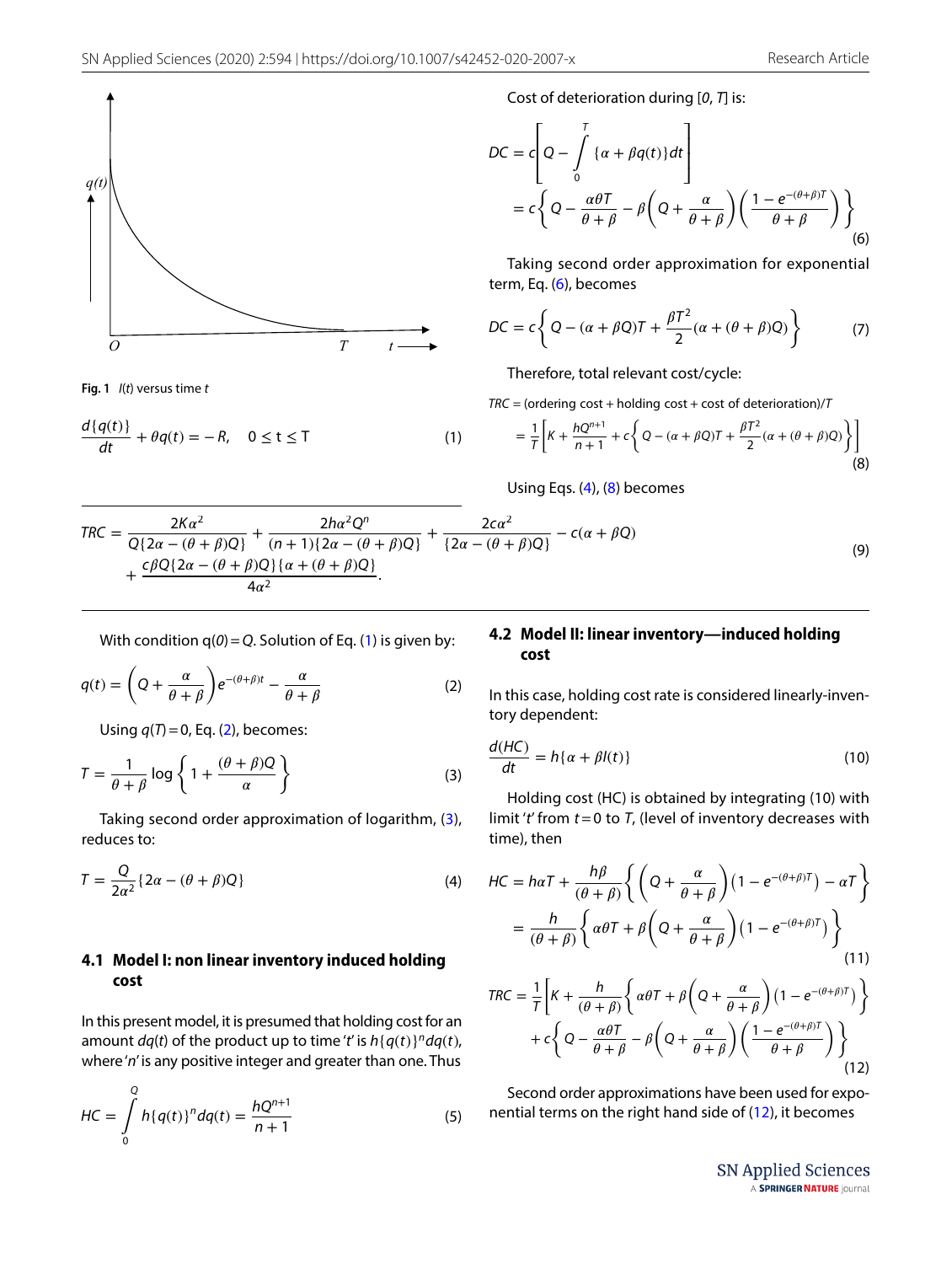Fig. 1 $I(t)$ versus time $t$

$$\frac{d\{q(t)\}}{dt} + \theta q(t) = -R, \quad 0 \le t \le T \tag{1}$$

With condition $q(0) = Q$. Solution of Eq. (1) is given by:

$$q(t) = \left(Q + \frac{\alpha}{\theta + \beta}\right)e^{-(\theta+\beta)t} - \frac{\alpha}{\theta + \beta} \tag{2}$$

Using $q(T) = 0$, Eq. (2), becomes:

$$T = \frac{1}{\theta + \beta}\log\left\{1 + \frac{(\theta + \beta)Q}{\alpha}\right\} \tag{3}$$

Taking second order approximation of logarithm, (3), reduces to:

$$T = \frac{Q}{2\alpha^2}\{2\alpha - (\theta + \beta)Q\} \tag{4}$$

### 4.1 Model I: non linear inventory induced holding cost

In this present model, it is presumed that holding cost for an amount $dq(t)$ of the product up to time '$t$' is $h\{q(t)\}^n dq(t)$, where '$n$' is any positive integer and greater than one. Thus

$$HC = \int_0^Q h\{q(t)\}^n dq(t) = \frac{hQ^{n+1}}{n+1} \tag{5}$$

Cost of deterioration during $[0, T]$ is:

$$\begin{aligned} DC &= c\left[Q - \int_0^T \{\alpha + \beta q(t)\}dt\right] \\ &= c\left\{Q - \frac{\alpha\theta T}{\theta + \beta} - \beta\left(Q + \frac{\alpha}{\theta + \beta}\right)\left(\frac{1 - e^{-(\theta+\beta)T}}{\theta + \beta}\right)\right\} \end{aligned} \tag{6}$$

Taking second order approximation for exponential term, Eq. (6), becomes

$$DC = c\left\{Q - (\alpha + \beta Q)T + \frac{\beta T^2}{2}(\alpha + (\theta + \beta)Q)\right\} \tag{7}$$

Therefore, total relevant cost/cycle:

$$\begin{aligned} TRC &= (\text{ordering cost} + \text{holding cost} + \text{cost of deterioration})/T \\ &= \frac{1}{T}\left[K + \frac{hQ^{n+1}}{n+1} + c\left\{Q - (\alpha + \beta Q)T + \frac{\beta T^2}{2}(\alpha + (\theta + \beta)Q)\right\}\right] \end{aligned} \tag{8}$$

Using Eqs. (4), (8) becomes

$$\begin{aligned} TRC = {} & \frac{2K\alpha^2}{Q\{2\alpha - (\theta + \beta)Q\}} + \frac{2h\alpha^2 Q^n}{(n+1)\{2\alpha - (\theta + \beta)Q\}} + \frac{2c\alpha^2}{\{2\alpha - (\theta + \beta)Q\}} - c(\alpha + \beta Q) \\ & + \frac{c\beta Q\{2\alpha - (\theta + \beta)Q\}\{\alpha + (\theta + \beta)Q\}}{4\alpha^2}. \end{aligned} \tag{9}$$

### 4.2 Model II: linear inventory—induced holding cost

In this case, holding cost rate is considered linearly-inventory dependent:

$$\frac{d(HC)}{dt} = h\{\alpha + \beta I(t)\} \tag{10}$$

Holding cost (HC) is obtained by integrating (10) with limit '$t$' from $t = 0$ to $T$, (level of inventory decreases with time), then

$$\begin{aligned} HC &= h\alpha T + \frac{h\beta}{(\theta + \beta)}\left\{\left(Q + \frac{\alpha}{\theta + \beta}\right)\left(1 - e^{-(\theta+\beta)T}\right) - \alpha T\right\} \\ &= \frac{h}{(\theta + \beta)}\left\{\alpha\theta T + \beta\left(Q + \frac{\alpha}{\theta + \beta}\right)\left(1 - e^{-(\theta+\beta)T}\right)\right\} \end{aligned} \tag{11}$$

$$\begin{aligned} TRC = \frac{1}{T}\Bigg[ & K + \frac{h}{(\theta + \beta)}\left\{\alpha\theta T + \beta\left(Q + \frac{\alpha}{\theta + \beta}\right)\left(1 - e^{-(\theta+\beta)T}\right)\right\} \\ & + c\left\{Q - \frac{\alpha\theta T}{\theta + \beta} - \beta\left(Q + \frac{\alpha}{\theta + \beta}\right)\left(\frac{1 - e^{-(\theta+\beta)T}}{\theta + \beta}\right)\right\}\Bigg] \end{aligned} \tag{12}$$

Second order approximations have been used for exponential terms on the right hand side of (12), it becomes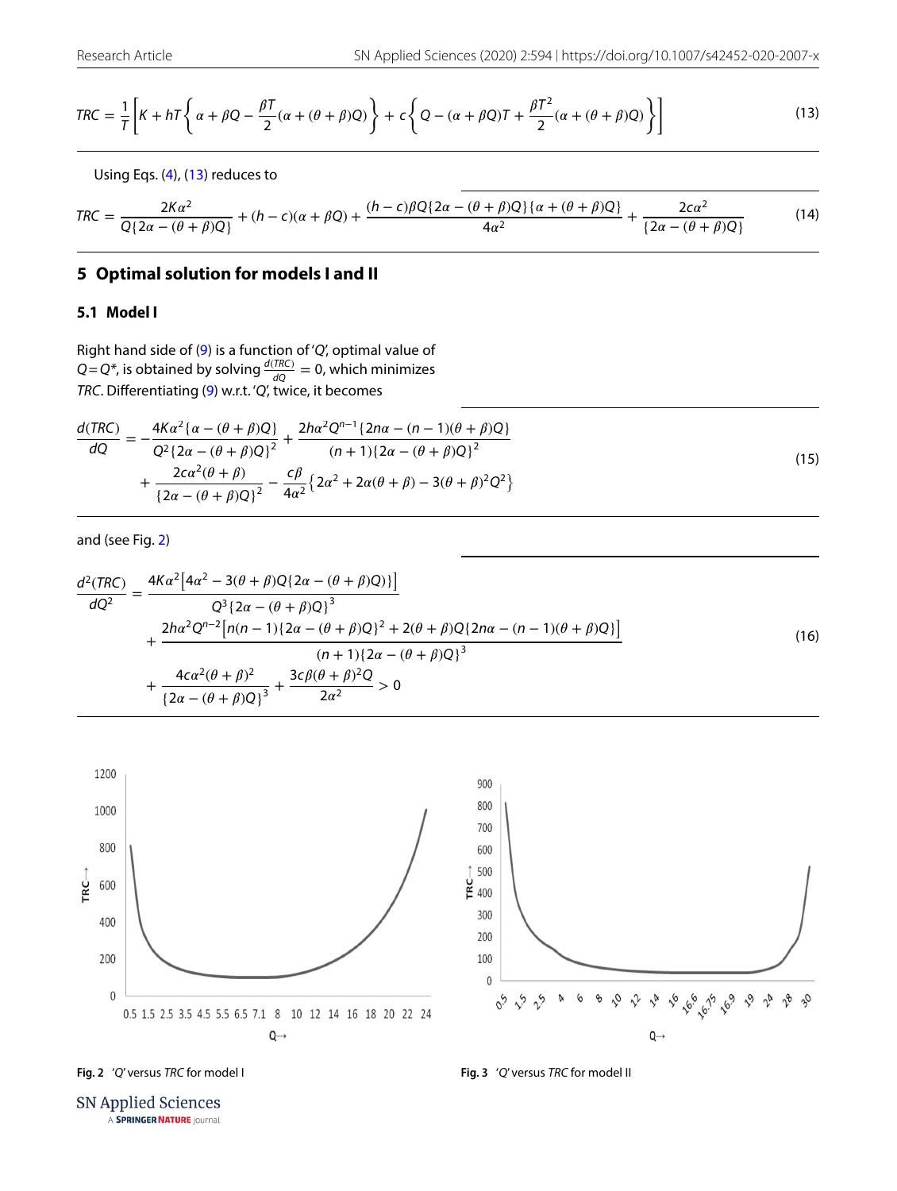$$TRC = \frac{1}{T}\left[K + hT\left\{\alpha + \beta Q - \frac{\beta T}{2}(\alpha + (\theta + \beta)Q)\right\} + c\left\{Q - (\alpha + \beta Q)T + \frac{\beta T^2}{2}(\alpha + (\theta + \beta)Q)\right\}\right] \tag{13}$$

Using Eqs. (4), (13) reduces to

$$TRC = \frac{2K\alpha^2}{Q\{2\alpha - (\theta + \beta)Q\}} + (h - c)(\alpha + \beta Q) + \frac{(h - c)\beta Q\{2\alpha - (\theta + \beta)Q\}\{\alpha + (\theta + \beta)Q\}}{4\alpha^2} + \frac{2c\alpha^2}{\{2\alpha - (\theta + \beta)Q\}} \tag{14}$$

## 5 Optimal solution for models I and II

### 5.1 Model I

Right hand side of (9) is a function of '$Q$', optimal value of $Q = Q^*$, is obtained by solving $\frac{d(TRC)}{dQ} = 0$, which minimizes $TRC$. Differentiating (9) w.r.t. '$Q$', twice, it becomes

$$\begin{aligned}\frac{d(TRC)}{dQ} = &-\frac{4K\alpha^2\{\alpha - (\theta + \beta)Q\}}{Q^2\{2\alpha - (\theta + \beta)Q\}^2} + \frac{2h\alpha^2 Q^{n-1}\{2n\alpha - (n-1)(\theta + \beta)Q\}}{(n+1)\{2\alpha - (\theta + \beta)Q\}^2} \\ &+ \frac{2c\alpha^2(\theta + \beta)}{\{2\alpha - (\theta + \beta)Q\}^2} - \frac{c\beta}{4\alpha^2}\left\{2\alpha^2 + 2\alpha(\theta + \beta) - 3(\theta + \beta)^2 Q^2\right\}\end{aligned} \tag{15}$$

and (see Fig. 2)

$$\begin{aligned}\frac{d^2(TRC)}{dQ^2} = &\frac{4K\alpha^2\left[4\alpha^2 - 3(\theta + \beta)Q\{2\alpha - (\theta + \beta)Q)\}\right]}{Q^3\{2\alpha - (\theta + \beta)Q\}^3} \\ &+ \frac{2h\alpha^2 Q^{n-2}\left[n(n-1)\{2\alpha - (\theta + \beta)Q\}^2 + 2(\theta + \beta)Q\{2n\alpha - (n-1)(\theta + \beta)Q\}\right]}{(n+1)\{2\alpha - (\theta + \beta)Q\}^3} \\ &+ \frac{4c\alpha^2(\theta + \beta)^2}{\{2\alpha - (\theta + \beta)Q\}^3} + \frac{3c\beta(\theta + \beta)^2 Q}{2\alpha^2} > 0\end{aligned} \tag{16}$$

**Fig. 2** '$Q$' versus $TRC$ for model I

**Fig. 3** '$Q$' versus $TRC$ for model II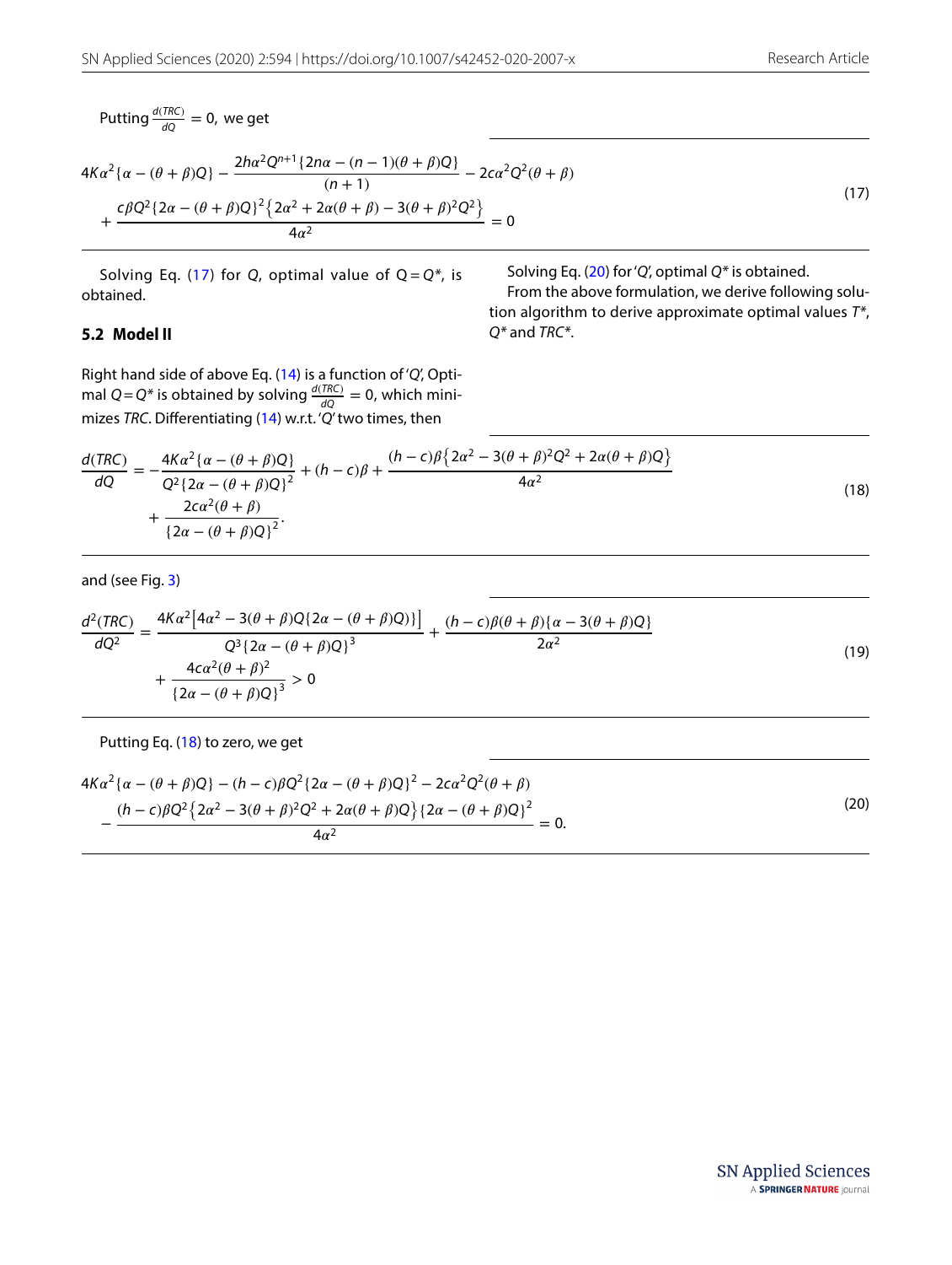Putting $\frac{d(TRC)}{dQ} = 0$, we get

$$4K\alpha^2\{\alpha - (\theta+\beta)Q\} - \frac{2h\alpha^2 Q^{n+1}\{2n\alpha - (n-1)(\theta+\beta)Q\}}{(n+1)} - 2c\alpha^2 Q^2(\theta+\beta) + \frac{c\beta Q^2\{2\alpha - (\theta+\beta)Q\}^2\left\{2\alpha^2 + 2\alpha(\theta+\beta) - 3(\theta+\beta)^2 Q^2\right\}}{4\alpha^2} = 0 \tag{17}$$

Solving Eq. (17) for $Q$, optimal value of $Q = Q^*$, is obtained.

## 5.2 Model II

Right hand side of above Eq. (14) is a function of '$Q$', Optimal $Q = Q^*$ is obtained by solving $\frac{d(TRC)}{dQ} = 0$, which minimizes $TRC$. Differentiating (14) w.r.t. '$Q$' two times, then

$$\frac{d(TRC)}{dQ} = -\frac{4K\alpha^2\{\alpha - (\theta+\beta)Q\}}{Q^2\{2\alpha - (\theta+\beta)Q\}^2} + (h-c)\beta + \frac{(h-c)\beta\left\{2\alpha^2 - 3(\theta+\beta)^2 Q^2 + 2\alpha(\theta+\beta)Q\right\}}{4\alpha^2} + \frac{2c\alpha^2(\theta+\beta)}{\{2\alpha - (\theta+\beta)Q\}^2}. \tag{18}$$

and (see Fig. 3)

$$\frac{d^2(TRC)}{dQ^2} = \frac{4K\alpha^2\left[4\alpha^2 - 3(\theta+\beta)Q\{2\alpha - (\theta+\beta)Q)\}\right]}{Q^3\{2\alpha - (\theta+\beta)Q\}^3} + \frac{(h-c)\beta(\theta+\beta)\{\alpha - 3(\theta+\beta)Q\}}{2\alpha^2} + \frac{4c\alpha^2(\theta+\beta)^2}{\{2\alpha - (\theta+\beta)Q\}^3} > 0 \tag{19}$$

Putting Eq. (18) to zero, we get

$$4K\alpha^2\{\alpha - (\theta+\beta)Q\} - (h-c)\beta Q^2\{2\alpha - (\theta+\beta)Q\}^2 - 2c\alpha^2 Q^2(\theta+\beta) - \frac{(h-c)\beta Q^2\left\{2\alpha^2 - 3(\theta+\beta)^2 Q^2 + 2\alpha(\theta+\beta)Q\right\}\{2\alpha - (\theta+\beta)Q\}^2}{4\alpha^2} = 0. \tag{20}$$

Solving Eq. (20) for '$Q$', optimal $Q^*$ is obtained.

From the above formulation, we derive following solution algorithm to derive approximate optimal values $T^*$, $Q^*$ and $TRC^*$.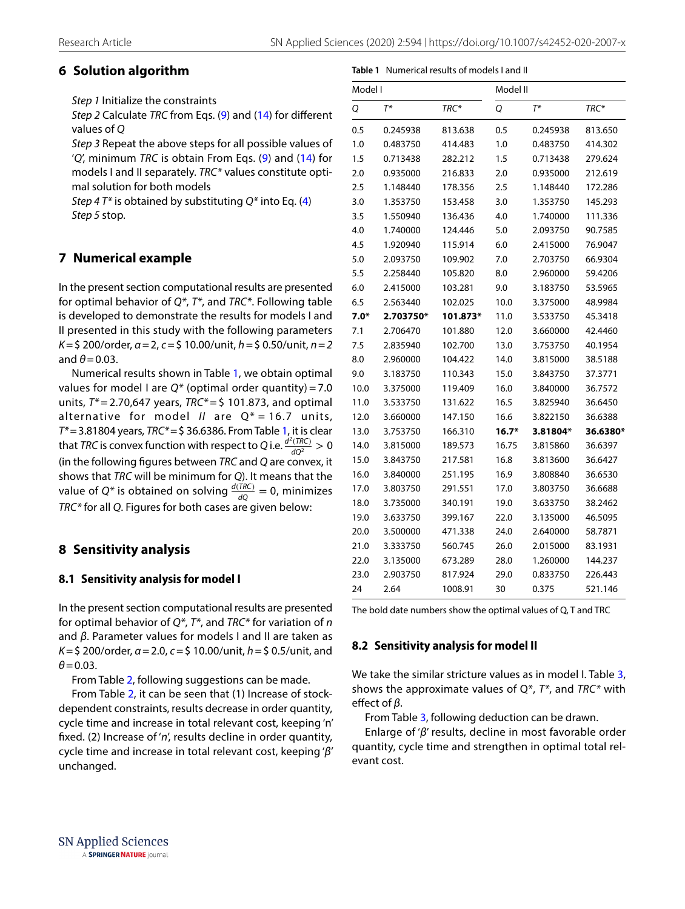## 6 Solution algorithm

*Step 1* Initialize the constraints
*Step 2* Calculate *TRC* from Eqs. (9) and (14) for different values of *Q*
*Step 3* Repeat the above steps for all possible values of '*Q*', minimum *TRC* is obtain From Eqs. (9) and (14) for models I and II separately. *TRC\** values constitute optimal solution for both models
*Step 4* *T\** is obtained by substituting *Q\** into Eq. (4)
*Step 5* stop.

## 7 Numerical example

In the present section computational results are presented for optimal behavior of *Q\**, *T\**, and *TRC\**. Following table is developed to demonstrate the results for models I and II presented in this study with the following parameters $K=\$\ 200$/order, $\alpha=2$, $c=\$\ 10.00$/unit, $h=\$\ 0.50$/unit, $n=2$ and $\theta=0.03$.

Numerical results shown in Table 1, we obtain optimal values for model I are *Q\** (optimal order quantity) = 7.0 units, *T\** = 2.70,647 years, *TRC\** = $ 101.873, and optimal alternative for model *II* are Q\* = 16.7 units, *T\** = 3.81804 years, *TRC\** = $ 36.6386. From Table 1, it is clear that *TRC* is convex function with respect to *Q* i.e. $\frac{d^2(TRC)}{dQ^2} > 0$ (in the following figures between *TRC* and *Q* are convex, it shows that *TRC* will be minimum for *Q*). It means that the value of *Q\** is obtained on solving $\frac{d(TRC)}{dQ} = 0$, minimizes *TRC\** for all *Q*. Figures for both cases are given below:

**Table 1** Numerical results of models I and II

| Model I | | | Model II | | |
|---|---|---|---|---|---|
| *Q* | *T\** | *TRC\** | *Q* | *T\** | *TRC\** |
| 0.5 | 0.245938 | 813.638 | 0.5 | 0.245938 | 813.650 |
| 1.0 | 0.483750 | 414.483 | 1.0 | 0.483750 | 414.302 |
| 1.5 | 0.713438 | 282.212 | 1.5 | 0.713438 | 279.624 |
| 2.0 | 0.935000 | 216.833 | 2.0 | 0.935000 | 212.619 |
| 2.5 | 1.148440 | 178.356 | 2.5 | 1.148440 | 172.286 |
| 3.0 | 1.353750 | 153.458 | 3.0 | 1.353750 | 145.293 |
| 3.5 | 1.550940 | 136.436 | 4.0 | 1.740000 | 111.336 |
| 4.0 | 1.740000 | 124.446 | 5.0 | 2.093750 | 90.7585 |
| 4.5 | 1.920940 | 115.914 | 6.0 | 2.415000 | 76.9047 |
| 5.0 | 2.093750 | 109.902 | 7.0 | 2.703750 | 66.9304 |
| 5.5 | 2.258440 | 105.820 | 8.0 | 2.960000 | 59.4206 |
| 6.0 | 2.415000 | 103.281 | 9.0 | 3.183750 | 53.5965 |
| 6.5 | 2.563440 | 102.025 | 10.0 | 3.375000 | 48.9984 |
| **7.0\*** | **2.703750\*** | **101.873\*** | 11.0 | 3.533750 | 45.3418 |
| 7.1 | 2.706470 | 101.880 | 12.0 | 3.660000 | 42.4460 |
| 7.5 | 2.835940 | 102.700 | 13.0 | 3.753750 | 40.1954 |
| 8.0 | 2.960000 | 104.422 | 14.0 | 3.815000 | 38.5188 |
| 9.0 | 3.183750 | 110.343 | 15.0 | 3.843750 | 37.3771 |
| 10.0 | 3.375000 | 119.409 | 16.0 | 3.840000 | 36.7572 |
| 11.0 | 3.533750 | 131.622 | 16.5 | 3.825940 | 36.6450 |
| 12.0 | 3.660000 | 147.150 | 16.6 | 3.822150 | 36.6388 |
| 13.0 | 3.753750 | 166.310 | **16.7\*** | **3.81804\*** | **36.6380\*** |
| 14.0 | 3.815000 | 189.573 | 16.75 | 3.815860 | 36.6397 |
| 15.0 | 3.843750 | 217.581 | 16.8 | 3.813600 | 36.6427 |
| 16.0 | 3.840000 | 251.195 | 16.9 | 3.808840 | 36.6530 |
| 17.0 | 3.803750 | 291.551 | 17.0 | 3.803750 | 36.6688 |
| 18.0 | 3.735000 | 340.191 | 19.0 | 3.633750 | 38.2462 |
| 19.0 | 3.633750 | 399.167 | 22.0 | 3.135000 | 46.5095 |
| 20.0 | 3.500000 | 471.338 | 24.0 | 2.640000 | 58.7871 |
| 21.0 | 3.333750 | 560.745 | 26.0 | 2.015000 | 83.1931 |
| 22.0 | 3.135000 | 673.289 | 28.0 | 1.260000 | 144.237 |
| 23.0 | 2.903750 | 817.924 | 29.0 | 0.833750 | 226.443 |
| 24 | 2.64 | 1008.91 | 30 | 0.375 | 521.146 |

The bold date numbers show the optimal values of Q, T and TRC

## 8 Sensitivity analysis

### 8.1 Sensitivity analysis for model I

In the present section computational results are presented for optimal behavior of *Q\**, *T\**, and *TRC\** for variation of *n* and *β*. Parameter values for models I and II are taken as $K=\$\ 200$/order, $\alpha=2.0$, $c=\$\ 10.00$/unit, $h=\$\ 0.5$/unit, and $\theta=0.03$.

From Table 2, following suggestions can be made.

From Table 2, it can be seen that (1) Increase of stock-dependent constraints, results decrease in order quantity, cycle time and increase in total relevant cost, keeping 'n' fixed. (2) Increase of '*n*', results decline in order quantity, cycle time and increase in total relevant cost, keeping '*β*' unchanged.

### 8.2 Sensitivity analysis for model II

We take the similar stricture values as in model I. Table 3, shows the approximate values of Q\*, *T\**, and *TRC\** with effect of *β*.

From Table 3, following deduction can be drawn.

Enlarge of '*β*' results, decline in most favorable order quantity, cycle time and strengthen in optimal total relevant cost.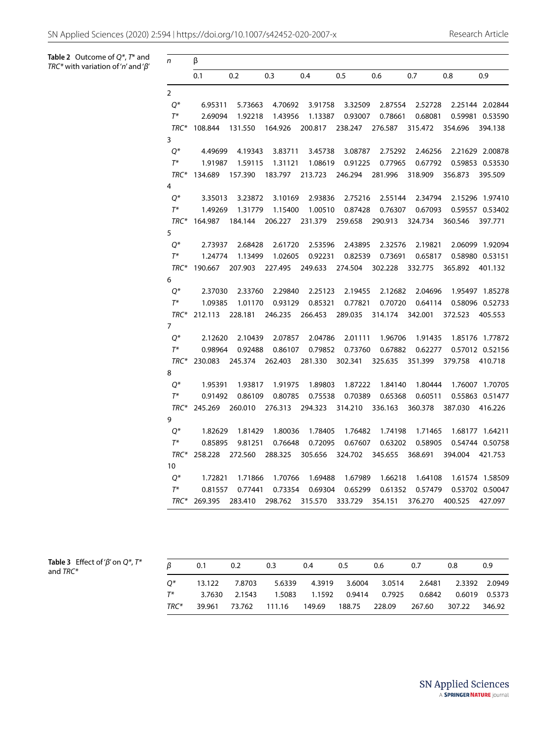**Table 2** Outcome of $Q^*$, $T^*$ and $TRC^*$ with variation of '$n$' and '$\beta$'

| $n$ | β | | | | | | | | |
|---|---|---|---|---|---|---|---|---|---|
| | 0.1 | 0.2 | 0.3 | 0.4 | 0.5 | 0.6 | 0.7 | 0.8 | 0.9 |
| 2 | | | | | | | | | |
| $Q^*$ | 6.95311 | 5.73663 | 4.70692 | 3.91758 | 3.32509 | 2.87554 | 2.52728 | 2.25144 | 2.02844 |
| $T^*$ | 2.69094 | 1.92218 | 1.43956 | 1.13387 | 0.93007 | 0.78661 | 0.68081 | 0.59981 | 0.53590 |
| $TRC^*$ | 108.844 | 131.550 | 164.926 | 200.817 | 238.247 | 276.587 | 315.472 | 354.696 | 394.138 |
| 3 | | | | | | | | | |
| $Q^*$ | 4.49699 | 4.19343 | 3.83711 | 3.45738 | 3.08787 | 2.75292 | 2.46256 | 2.21629 | 2.00878 |
| $T^*$ | 1.91987 | 1.59115 | 1.31121 | 1.08619 | 0.91225 | 0.77965 | 0.67792 | 0.59853 | 0.53530 |
| $TRC^*$ | 134.689 | 157.390 | 183.797 | 213.723 | 246.294 | 281.996 | 318.909 | 356.873 | 395.509 |
| 4 | | | | | | | | | |
| $Q^*$ | 3.35013 | 3.23872 | 3.10169 | 2.93836 | 2.75216 | 2.55144 | 2.34794 | 2.15296 | 1.97410 |
| $T^*$ | 1.49269 | 1.31779 | 1.15400 | 1.00510 | 0.87428 | 0.76307 | 0.67093 | 0.59557 | 0.53402 |
| $TRC^*$ | 164.987 | 184.144 | 206.227 | 231.379 | 259.658 | 290.913 | 324.734 | 360.546 | 397.771 |
| 5 | | | | | | | | | |
| $Q^*$ | 2.73937 | 2.68428 | 2.61720 | 2.53596 | 2.43895 | 2.32576 | 2.19821 | 2.06099 | 1.92094 |
| $T^*$ | 1.24774 | 1.13499 | 1.02605 | 0.92231 | 0.82539 | 0.73691 | 0.65817 | 0.58980 | 0.53151 |
| $TRC^*$ | 190.667 | 207.903 | 227.495 | 249.633 | 274.504 | 302.228 | 332.775 | 365.892 | 401.132 |
| 6 | | | | | | | | | |
| $Q^*$ | 2.37030 | 2.33760 | 2.29840 | 2.25123 | 2.19455 | 2.12682 | 2.04696 | 1.95497 | 1.85278 |
| $T^*$ | 1.09385 | 1.01170 | 0.93129 | 0.85321 | 0.77821 | 0.70720 | 0.64114 | 0.58096 | 0.52733 |
| $TRC^*$ | 212.113 | 228.181 | 246.235 | 266.453 | 289.035 | 314.174 | 342.001 | 372.523 | 405.553 |
| 7 | | | | | | | | | |
| $Q^*$ | 2.12620 | 2.10439 | 2.07857 | 2.04786 | 2.01111 | 1.96706 | 1.91435 | 1.85176 | 1.77872 |
| $T^*$ | 0.98964 | 0.92488 | 0.86107 | 0.79852 | 0.73760 | 0.67882 | 0.62277 | 0.57012 | 0.52156 |
| $TRC^*$ | 230.083 | 245.374 | 262.403 | 281.330 | 302.341 | 325.635 | 351.399 | 379.758 | 410.718 |
| 8 | | | | | | | | | |
| $Q^*$ | 1.95391 | 1.93817 | 1.91975 | 1.89803 | 1.87222 | 1.84140 | 1.80444 | 1.76007 | 1.70705 |
| $T^*$ | 0.91492 | 0.86109 | 0.80785 | 0.75538 | 0.70389 | 0.65368 | 0.60511 | 0.55863 | 0.51477 |
| $TRC^*$ | 245.269 | 260.010 | 276.313 | 294.323 | 314.210 | 336.163 | 360.378 | 387.030 | 416.226 |
| 9 | | | | | | | | | |
| $Q^*$ | 1.82629 | 1.81429 | 1.80036 | 1.78405 | 1.76482 | 1.74198 | 1.71465 | 1.68177 | 1.64211 |
| $T^*$ | 0.85895 | 9.81251 | 0.76648 | 0.72095 | 0.67607 | 0.63202 | 0.58905 | 0.54744 | 0.50758 |
| $TRC^*$ | 258.228 | 272.560 | 288.325 | 305.656 | 324.702 | 345.655 | 368.691 | 394.004 | 421.753 |
| 10 | | | | | | | | | |
| $Q^*$ | 1.72821 | 1.71866 | 1.70766 | 1.69488 | 1.67989 | 1.66218 | 1.64108 | 1.61574 | 1.58509 |
| $T^*$ | 0.81557 | 0.77441 | 0.73354 | 0.69304 | 0.65299 | 0.61352 | 0.57479 | 0.53702 | 0.50047 |
| $TRC^*$ | 269.395 | 283.410 | 298.762 | 315.570 | 333.729 | 354.151 | 376.270 | 400.525 | 427.097 |

**Table 3** Effect of '$\beta$' on $Q^*$, $T^*$ and $TRC^*$

| $\beta$ | 0.1 | 0.2 | 0.3 | 0.4 | 0.5 | 0.6 | 0.7 | 0.8 | 0.9 |
|---|---|---|---|---|---|---|---|---|---|
| $Q^*$ | 13.122 | 7.8703 | 5.6339 | 4.3919 | 3.6004 | 3.0514 | 2.6481 | 2.3392 | 2.0949 |
| $T^*$ | 3.7630 | 2.1543 | 1.5083 | 1.1592 | 0.9414 | 0.7925 | 0.6842 | 0.6019 | 0.5373 |
| $TRC^*$ | 39.961 | 73.762 | 111.16 | 149.69 | 188.75 | 228.09 | 267.60 | 307.22 | 346.92 |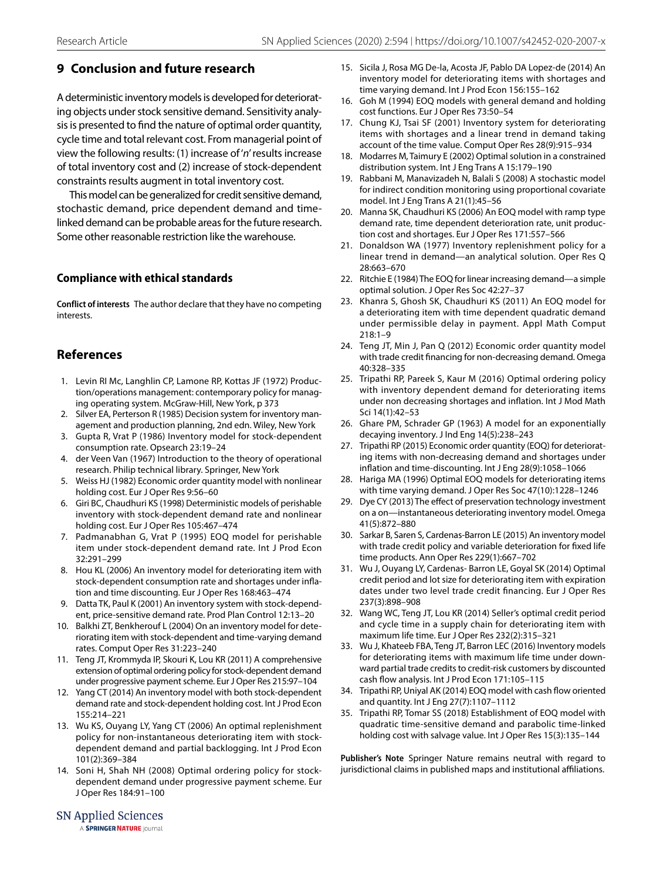## 9 Conclusion and future research

A deterministic inventory models is developed for deteriorating objects under stock sensitive demand. Sensitivity analysis is presented to find the nature of optimal order quantity, cycle time and total relevant cost. From managerial point of view the following results: (1) increase of '$n$' results increase of total inventory cost and (2) increase of stock-dependent constraints results augment in total inventory cost.

This model can be generalized for credit sensitive demand, stochastic demand, price dependent demand and time-linked demand can be probable areas for the future research. Some other reasonable restriction like the warehouse.

### Compliance with ethical standards

**Conflict of interests** The author declare that they have no competing interests.

## References

1. Levin RI Mc, Langhlin CP, Lamone RP, Kottas JF (1972) Production/operations management: contemporary policy for managing operating system. McGraw-Hill, New York, p 373
2. Silver EA, Perterson R (1985) Decision system for inventory management and production planning, 2nd edn. Wiley, New York
3. Gupta R, Vrat P (1986) Inventory model for stock-dependent consumption rate. Opsearch 23:19–24
4. der Veen Van (1967) Introduction to the theory of operational research. Philip technical library. Springer, New York
5. Weiss HJ (1982) Economic order quantity model with nonlinear holding cost. Eur J Oper Res 9:56–60
6. Giri BC, Chaudhuri KS (1998) Deterministic models of perishable inventory with stock-dependent demand rate and nonlinear holding cost. Eur J Oper Res 105:467–474
7. Padmanabhan G, Vrat P (1995) EOQ model for perishable item under stock-dependent demand rate. Int J Prod Econ 32:291–299
8. Hou KL (2006) An inventory model for deteriorating item with stock-dependent consumption rate and shortages under inflation and time discounting. Eur J Oper Res 168:463–474
9. Datta TK, Paul K (2001) An inventory system with stock-dependent, price-sensitive demand rate. Prod Plan Control 12:13–20
10. Balkhi ZT, Benkherouf L (2004) On an inventory model for deteriorating item with stock-dependent and time-varying demand rates. Comput Oper Res 31:223–240
11. Teng JT, Krommyda IP, Skouri K, Lou KR (2011) A comprehensive extension of optimal ordering policy for stock-dependent demand under progressive payment scheme. Eur J Oper Res 215:97–104
12. Yang CT (2014) An inventory model with both stock-dependent demand rate and stock-dependent holding cost. Int J Prod Econ 155:214–221
13. Wu KS, Ouyang LY, Yang CT (2006) An optimal replenishment policy for non-instantaneous deteriorating item with stock-dependent demand and partial backlogging. Int J Prod Econ 101(2):369–384
14. Soni H, Shah NH (2008) Optimal ordering policy for stock-dependent demand under progressive payment scheme. Eur J Oper Res 184:91–100
15. Sicila J, Rosa MG De-la, Acosta JF, Pablo DA Lopez-de (2014) An inventory model for deteriorating items with shortages and time varying demand. Int J Prod Econ 156:155–162
16. Goh M (1994) EOQ models with general demand and holding cost functions. Eur J Oper Res 73:50–54
17. Chung KJ, Tsai SF (2001) Inventory system for deteriorating items with shortages and a linear trend in demand taking account of the time value. Comput Oper Res 28(9):915–934
18. Modarres M, Taimury E (2002) Optimal solution in a constrained distribution system. Int J Eng Trans A 15:179–190
19. Rabbani M, Manavizadeh N, Balali S (2008) A stochastic model for indirect condition monitoring using proportional covariate model. Int J Eng Trans A 21(1):45–56
20. Manna SK, Chaudhuri KS (2006) An EOQ model with ramp type demand rate, time dependent deterioration rate, unit production cost and shortages. Eur J Oper Res 171:557–566
21. Donaldson WA (1977) Inventory replenishment policy for a linear trend in demand—an analytical solution. Oper Res Q 28:663–670
22. Ritchie E (1984) The EOQ for linear increasing demand—a simple optimal solution. J Oper Res Soc 42:27–37
23. Khanra S, Ghosh SK, Chaudhuri KS (2011) An EOQ model for a deteriorating item with time dependent quadratic demand under permissible delay in payment. Appl Math Comput 218:1–9
24. Teng JT, Min J, Pan Q (2012) Economic order quantity model with trade credit financing for non-decreasing demand. Omega 40:328–335
25. Tripathi RP, Pareek S, Kaur M (2016) Optimal ordering policy with inventory dependent demand for deteriorating items under non decreasing shortages and inflation. Int J Mod Math Sci 14(1):42–53
26. Ghare PM, Schrader GP (1963) A model for an exponentially decaying inventory. J Ind Eng 14(5):238–243
27. Tripathi RP (2015) Economic order quantity (EOQ) for deteriorating items with non-decreasing demand and shortages under inflation and time-discounting. Int J Eng 28(9):1058–1066
28. Hariga MA (1996) Optimal EOQ models for deteriorating items with time varying demand. J Oper Res Soc 47(10):1228–1246
29. Dye CY (2013) The effect of preservation technology investment on a on—instantaneous deteriorating inventory model. Omega 41(5):872–880
30. Sarkar B, Saren S, Cardenas-Barron LE (2015) An inventory model with trade credit policy and variable deterioration for fixed life time products. Ann Oper Res 229(1):667–702
31. Wu J, Ouyang LY, Cardenas- Barron LE, Goyal SK (2014) Optimal credit period and lot size for deteriorating item with expiration dates under two level trade credit financing. Eur J Oper Res 237(3):898–908
32. Wang WC, Teng JT, Lou KR (2014) Seller's optimal credit period and cycle time in a supply chain for deteriorating item with maximum life time. Eur J Oper Res 232(2):315–321
33. Wu J, Khateeb FBA, Teng JT, Barron LEC (2016) Inventory models for deteriorating items with maximum life time under downward partial trade credits to credit-risk customers by discounted cash flow analysis. Int J Prod Econ 171:105–115
34. Tripathi RP, Uniyal AK (2014) EOQ model with cash flow oriented and quantity. Int J Eng 27(7):1107–1112
35. Tripathi RP, Tomar SS (2018) Establishment of EOQ model with quadratic time-sensitive demand and parabolic time-linked holding cost with salvage value. Int J Oper Res 15(3):135–144

**Publisher's Note** Springer Nature remains neutral with regard to jurisdictional claims in published maps and institutional affiliations.